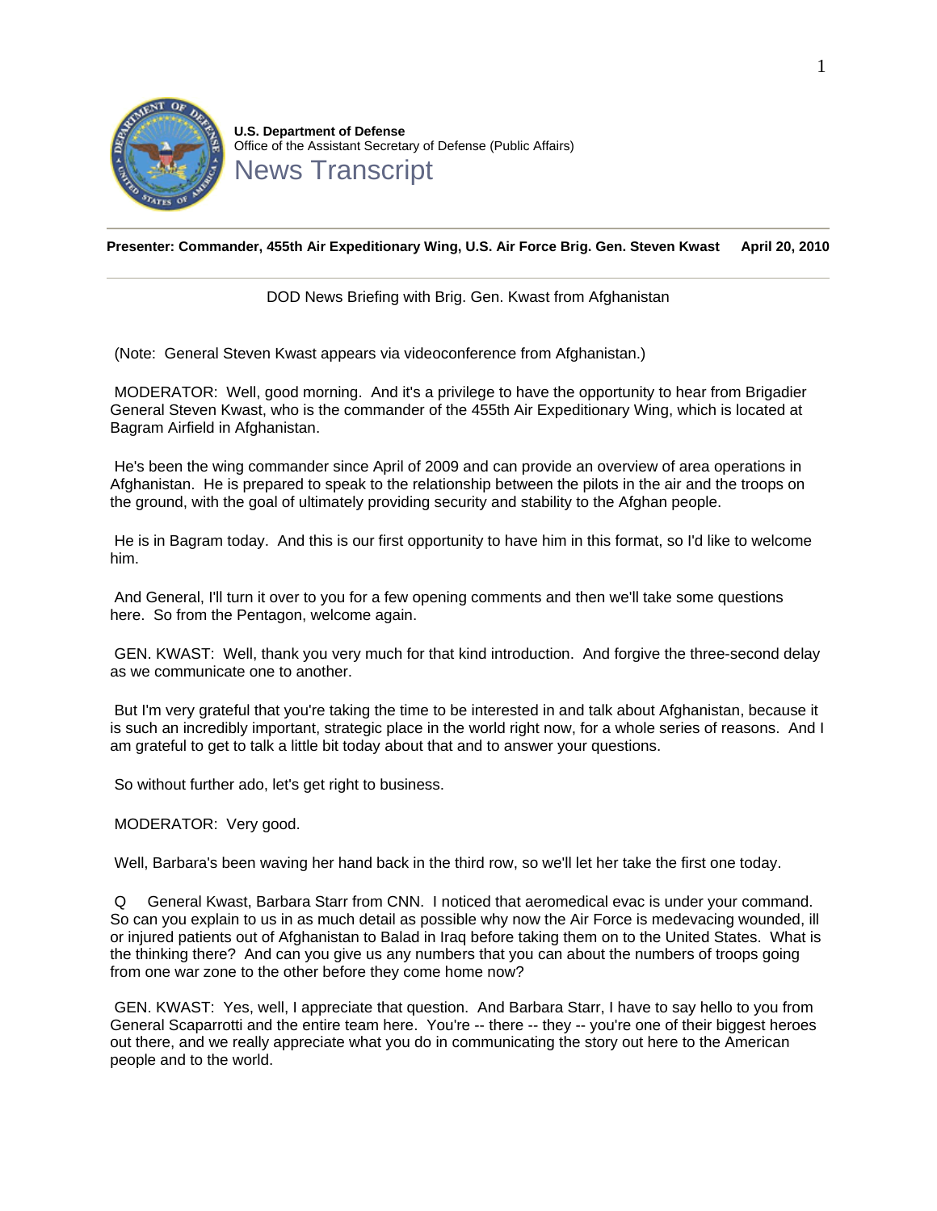**U.S. Department of Defense**
Office of the Assistant Secretary of Defense (Public Affairs)

# News Transcript

**Presenter: Commander, 455th Air Expeditionary Wing, U.S. Air Force Brig. Gen. Steven Kwast April 20, 2010**

DOD News Briefing with Brig. Gen. Kwast from Afghanistan

(Note: General Steven Kwast appears via videoconference from Afghanistan.)

MODERATOR: Well, good morning. And it's a privilege to have the opportunity to hear from Brigadier General Steven Kwast, who is the commander of the 455th Air Expeditionary Wing, which is located at Bagram Airfield in Afghanistan.

He's been the wing commander since April of 2009 and can provide an overview of area operations in Afghanistan. He is prepared to speak to the relationship between the pilots in the air and the troops on the ground, with the goal of ultimately providing security and stability to the Afghan people.

He is in Bagram today. And this is our first opportunity to have him in this format, so I'd like to welcome him.

And General, I'll turn it over to you for a few opening comments and then we'll take some questions here. So from the Pentagon, welcome again.

GEN. KWAST: Well, thank you very much for that kind introduction. And forgive the three-second delay as we communicate one to another.

But I'm very grateful that you're taking the time to be interested in and talk about Afghanistan, because it is such an incredibly important, strategic place in the world right now, for a whole series of reasons. And I am grateful to get to talk a little bit today about that and to answer your questions.

So without further ado, let's get right to business.

MODERATOR: Very good.

Well, Barbara's been waving her hand back in the third row, so we'll let her take the first one today.

Q General Kwast, Barbara Starr from CNN. I noticed that aeromedical evac is under your command. So can you explain to us in as much detail as possible why now the Air Force is medevacing wounded, ill or injured patients out of Afghanistan to Balad in Iraq before taking them on to the United States. What is the thinking there? And can you give us any numbers that you can about the numbers of troops going from one war zone to the other before they come home now?

GEN. KWAST: Yes, well, I appreciate that question. And Barbara Starr, I have to say hello to you from General Scaparrotti and the entire team here. You're -- there -- they -- you're one of their biggest heroes out there, and we really appreciate what you do in communicating the story out here to the American people and to the world.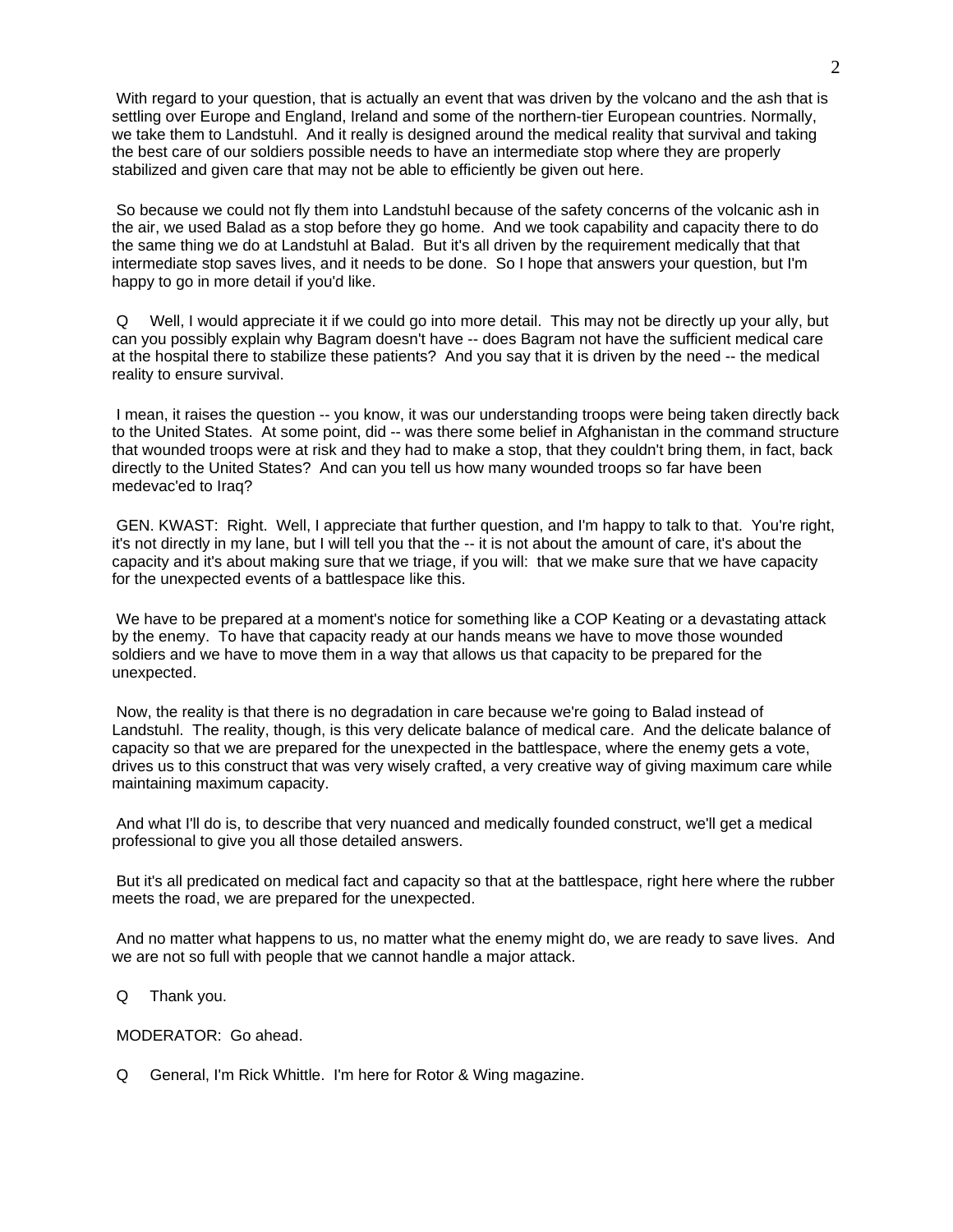With regard to your question, that is actually an event that was driven by the volcano and the ash that is settling over Europe and England, Ireland and some of the northern-tier European countries. Normally, we take them to Landstuhl. And it really is designed around the medical reality that survival and taking the best care of our soldiers possible needs to have an intermediate stop where they are properly stabilized and given care that may not be able to efficiently be given out here.

So because we could not fly them into Landstuhl because of the safety concerns of the volcanic ash in the air, we used Balad as a stop before they go home. And we took capability and capacity there to do the same thing we do at Landstuhl at Balad. But it's all driven by the requirement medically that that intermediate stop saves lives, and it needs to be done. So I hope that answers your question, but I'm happy to go in more detail if you'd like.

Q Well, I would appreciate it if we could go into more detail. This may not be directly up your ally, but can you possibly explain why Bagram doesn't have -- does Bagram not have the sufficient medical care at the hospital there to stabilize these patients? And you say that it is driven by the need -- the medical reality to ensure survival.

I mean, it raises the question -- you know, it was our understanding troops were being taken directly back to the United States. At some point, did -- was there some belief in Afghanistan in the command structure that wounded troops were at risk and they had to make a stop, that they couldn't bring them, in fact, back directly to the United States? And can you tell us how many wounded troops so far have been medevac'ed to Iraq?

GEN. KWAST: Right. Well, I appreciate that further question, and I'm happy to talk to that. You're right, it's not directly in my lane, but I will tell you that the -- it is not about the amount of care, it's about the capacity and it's about making sure that we triage, if you will: that we make sure that we have capacity for the unexpected events of a battlespace like this.

We have to be prepared at a moment's notice for something like a COP Keating or a devastating attack by the enemy. To have that capacity ready at our hands means we have to move those wounded soldiers and we have to move them in a way that allows us that capacity to be prepared for the unexpected.

Now, the reality is that there is no degradation in care because we're going to Balad instead of Landstuhl. The reality, though, is this very delicate balance of medical care. And the delicate balance of capacity so that we are prepared for the unexpected in the battlespace, where the enemy gets a vote, drives us to this construct that was very wisely crafted, a very creative way of giving maximum care while maintaining maximum capacity.

And what I'll do is, to describe that very nuanced and medically founded construct, we'll get a medical professional to give you all those detailed answers.

But it's all predicated on medical fact and capacity so that at the battlespace, right here where the rubber meets the road, we are prepared for the unexpected.

And no matter what happens to us, no matter what the enemy might do, we are ready to save lives. And we are not so full with people that we cannot handle a major attack.

Q Thank you.

MODERATOR: Go ahead.

Q General, I'm Rick Whittle. I'm here for Rotor & Wing magazine.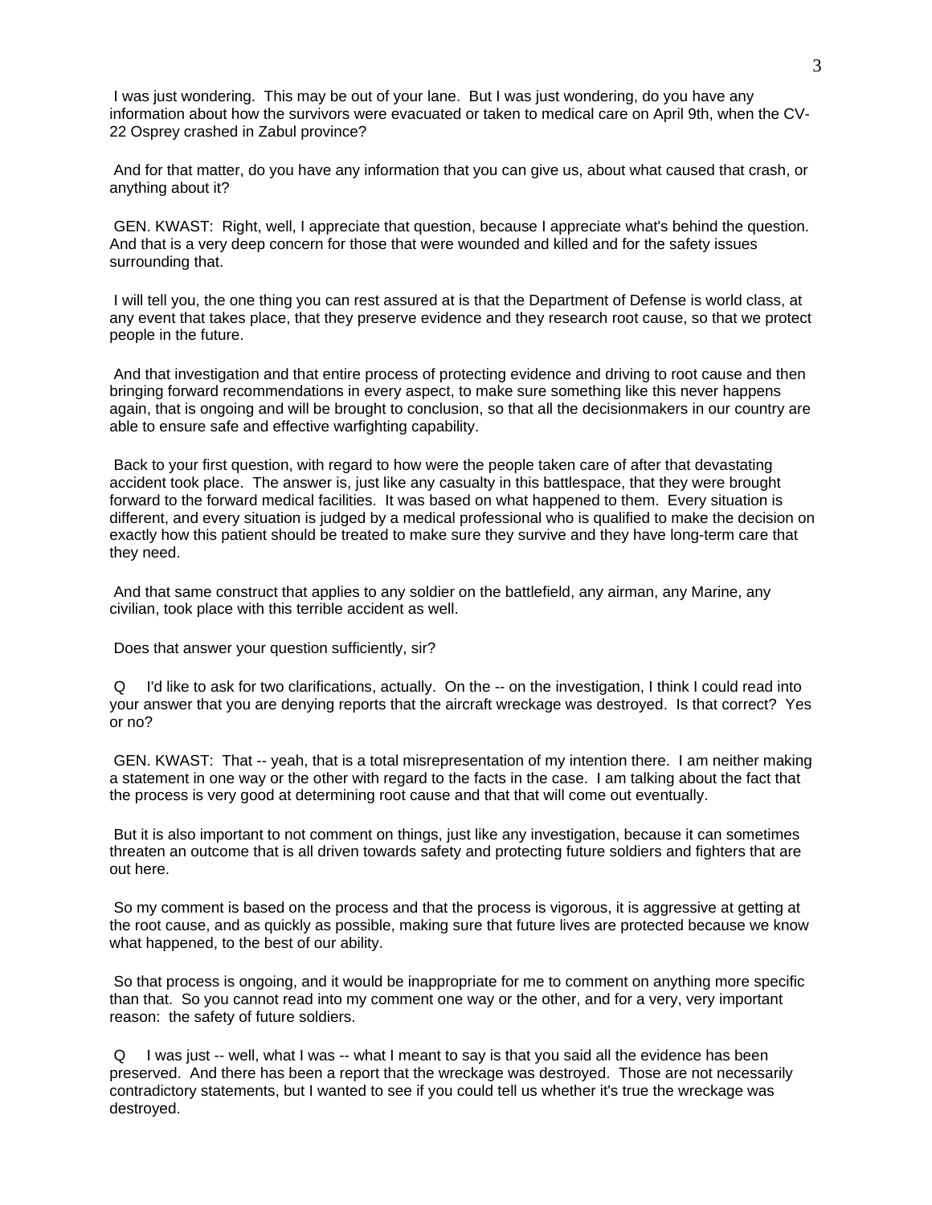I was just wondering. This may be out of your lane. But I was just wondering, do you have any information about how the survivors were evacuated or taken to medical care on April 9th, when the CV-22 Osprey crashed in Zabul province?

And for that matter, do you have any information that you can give us, about what caused that crash, or anything about it?

GEN. KWAST: Right, well, I appreciate that question, because I appreciate what's behind the question. And that is a very deep concern for those that were wounded and killed and for the safety issues surrounding that.

I will tell you, the one thing you can rest assured at is that the Department of Defense is world class, at any event that takes place, that they preserve evidence and they research root cause, so that we protect people in the future.

And that investigation and that entire process of protecting evidence and driving to root cause and then bringing forward recommendations in every aspect, to make sure something like this never happens again, that is ongoing and will be brought to conclusion, so that all the decisionmakers in our country are able to ensure safe and effective warfighting capability.

Back to your first question, with regard to how were the people taken care of after that devastating accident took place. The answer is, just like any casualty in this battlespace, that they were brought forward to the forward medical facilities. It was based on what happened to them. Every situation is different, and every situation is judged by a medical professional who is qualified to make the decision on exactly how this patient should be treated to make sure they survive and they have long-term care that they need.

And that same construct that applies to any soldier on the battlefield, any airman, any Marine, any civilian, took place with this terrible accident as well.

Does that answer your question sufficiently, sir?

Q I'd like to ask for two clarifications, actually. On the -- on the investigation, I think I could read into your answer that you are denying reports that the aircraft wreckage was destroyed. Is that correct? Yes or no?

GEN. KWAST: That -- yeah, that is a total misrepresentation of my intention there. I am neither making a statement in one way or the other with regard to the facts in the case. I am talking about the fact that the process is very good at determining root cause and that that will come out eventually.

But it is also important to not comment on things, just like any investigation, because it can sometimes threaten an outcome that is all driven towards safety and protecting future soldiers and fighters that are out here.

So my comment is based on the process and that the process is vigorous, it is aggressive at getting at the root cause, and as quickly as possible, making sure that future lives are protected because we know what happened, to the best of our ability.

So that process is ongoing, and it would be inappropriate for me to comment on anything more specific than that. So you cannot read into my comment one way or the other, and for a very, very important reason: the safety of future soldiers.

Q I was just -- well, what I was -- what I meant to say is that you said all the evidence has been preserved. And there has been a report that the wreckage was destroyed. Those are not necessarily contradictory statements, but I wanted to see if you could tell us whether it's true the wreckage was destroyed.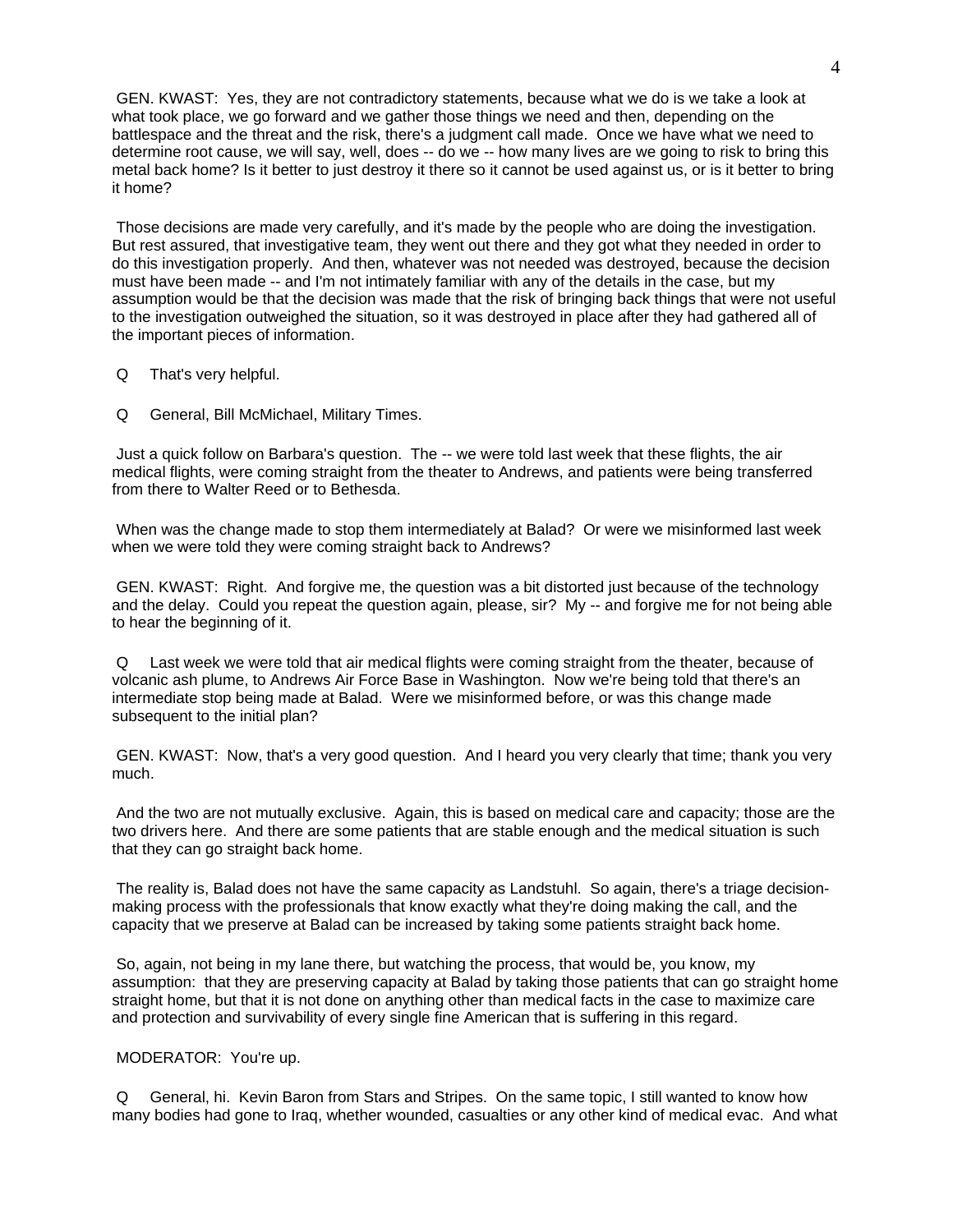GEN. KWAST: Yes, they are not contradictory statements, because what we do is we take a look at what took place, we go forward and we gather those things we need and then, depending on the battlespace and the threat and the risk, there's a judgment call made. Once we have what we need to determine root cause, we will say, well, does -- do we -- how many lives are we going to risk to bring this metal back home? Is it better to just destroy it there so it cannot be used against us, or is it better to bring it home?

Those decisions are made very carefully, and it's made by the people who are doing the investigation. But rest assured, that investigative team, they went out there and they got what they needed in order to do this investigation properly. And then, whatever was not needed was destroyed, because the decision must have been made -- and I'm not intimately familiar with any of the details in the case, but my assumption would be that the decision was made that the risk of bringing back things that were not useful to the investigation outweighed the situation, so it was destroyed in place after they had gathered all of the important pieces of information.

Q That's very helpful.

Q General, Bill McMichael, Military Times.

Just a quick follow on Barbara's question. The -- we were told last week that these flights, the air medical flights, were coming straight from the theater to Andrews, and patients were being transferred from there to Walter Reed or to Bethesda.

When was the change made to stop them intermediately at Balad? Or were we misinformed last week when we were told they were coming straight back to Andrews?

GEN. KWAST: Right. And forgive me, the question was a bit distorted just because of the technology and the delay. Could you repeat the question again, please, sir? My -- and forgive me for not being able to hear the beginning of it.

Q Last week we were told that air medical flights were coming straight from the theater, because of volcanic ash plume, to Andrews Air Force Base in Washington. Now we're being told that there's an intermediate stop being made at Balad. Were we misinformed before, or was this change made subsequent to the initial plan?

GEN. KWAST: Now, that's a very good question. And I heard you very clearly that time; thank you very much.

And the two are not mutually exclusive. Again, this is based on medical care and capacity; those are the two drivers here. And there are some patients that are stable enough and the medical situation is such that they can go straight back home.

The reality is, Balad does not have the same capacity as Landstuhl. So again, there's a triage decision-making process with the professionals that know exactly what they're doing making the call, and the capacity that we preserve at Balad can be increased by taking some patients straight back home.

So, again, not being in my lane there, but watching the process, that would be, you know, my assumption: that they are preserving capacity at Balad by taking those patients that can go straight home straight home, but that it is not done on anything other than medical facts in the case to maximize care and protection and survivability of every single fine American that is suffering in this regard.

MODERATOR: You're up.

Q General, hi. Kevin Baron from Stars and Stripes. On the same topic, I still wanted to know how many bodies had gone to Iraq, whether wounded, casualties or any other kind of medical evac. And what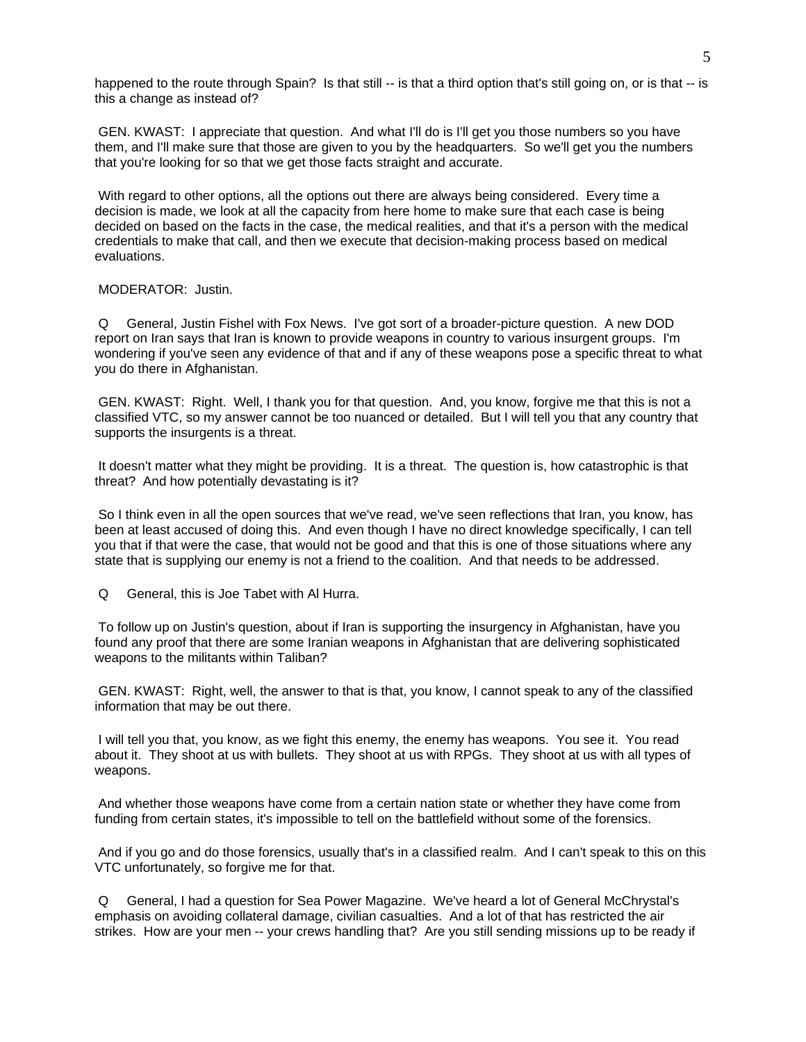happened to the route through Spain? Is that still -- is that a third option that's still going on, or is that -- is this a change as instead of?

GEN. KWAST: I appreciate that question. And what I'll do is I'll get you those numbers so you have them, and I'll make sure that those are given to you by the headquarters. So we'll get you the numbers that you're looking for so that we get those facts straight and accurate.

With regard to other options, all the options out there are always being considered. Every time a decision is made, we look at all the capacity from here home to make sure that each case is being decided on based on the facts in the case, the medical realities, and that it's a person with the medical credentials to make that call, and then we execute that decision-making process based on medical evaluations.

MODERATOR: Justin.

Q General, Justin Fishel with Fox News. I've got sort of a broader-picture question. A new DOD report on Iran says that Iran is known to provide weapons in country to various insurgent groups. I'm wondering if you've seen any evidence of that and if any of these weapons pose a specific threat to what you do there in Afghanistan.

GEN. KWAST: Right. Well, I thank you for that question. And, you know, forgive me that this is not a classified VTC, so my answer cannot be too nuanced or detailed. But I will tell you that any country that supports the insurgents is a threat.

It doesn't matter what they might be providing. It is a threat. The question is, how catastrophic is that threat? And how potentially devastating is it?

So I think even in all the open sources that we've read, we've seen reflections that Iran, you know, has been at least accused of doing this. And even though I have no direct knowledge specifically, I can tell you that if that were the case, that would not be good and that this is one of those situations where any state that is supplying our enemy is not a friend to the coalition. And that needs to be addressed.

Q General, this is Joe Tabet with Al Hurra.

To follow up on Justin's question, about if Iran is supporting the insurgency in Afghanistan, have you found any proof that there are some Iranian weapons in Afghanistan that are delivering sophisticated weapons to the militants within Taliban?

GEN. KWAST: Right, well, the answer to that is that, you know, I cannot speak to any of the classified information that may be out there.

I will tell you that, you know, as we fight this enemy, the enemy has weapons. You see it. You read about it. They shoot at us with bullets. They shoot at us with RPGs. They shoot at us with all types of weapons.

And whether those weapons have come from a certain nation state or whether they have come from funding from certain states, it's impossible to tell on the battlefield without some of the forensics.

And if you go and do those forensics, usually that's in a classified realm. And I can't speak to this on this VTC unfortunately, so forgive me for that.

Q General, I had a question for Sea Power Magazine. We've heard a lot of General McChrystal's emphasis on avoiding collateral damage, civilian casualties. And a lot of that has restricted the air strikes. How are your men -- your crews handling that? Are you still sending missions up to be ready if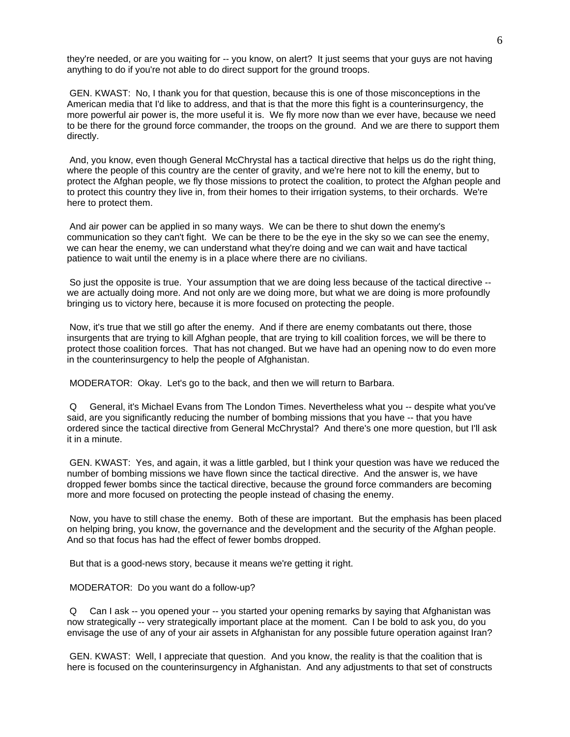they're needed, or are you waiting for -- you know, on alert? It just seems that your guys are not having anything to do if you're not able to do direct support for the ground troops.

GEN. KWAST: No, I thank you for that question, because this is one of those misconceptions in the American media that I'd like to address, and that is that the more this fight is a counterinsurgency, the more powerful air power is, the more useful it is. We fly more now than we ever have, because we need to be there for the ground force commander, the troops on the ground. And we are there to support them directly.

And, you know, even though General McChrystal has a tactical directive that helps us do the right thing, where the people of this country are the center of gravity, and we're here not to kill the enemy, but to protect the Afghan people, we fly those missions to protect the coalition, to protect the Afghan people and to protect this country they live in, from their homes to their irrigation systems, to their orchards. We're here to protect them.

And air power can be applied in so many ways. We can be there to shut down the enemy's communication so they can't fight. We can be there to be the eye in the sky so we can see the enemy, we can hear the enemy, we can understand what they're doing and we can wait and have tactical patience to wait until the enemy is in a place where there are no civilians.

So just the opposite is true. Your assumption that we are doing less because of the tactical directive -- we are actually doing more. And not only are we doing more, but what we are doing is more profoundly bringing us to victory here, because it is more focused on protecting the people.

Now, it's true that we still go after the enemy. And if there are enemy combatants out there, those insurgents that are trying to kill Afghan people, that are trying to kill coalition forces, we will be there to protect those coalition forces. That has not changed. But we have had an opening now to do even more in the counterinsurgency to help the people of Afghanistan.

MODERATOR: Okay. Let's go to the back, and then we will return to Barbara.

Q General, it's Michael Evans from The London Times. Nevertheless what you -- despite what you've said, are you significantly reducing the number of bombing missions that you have -- that you have ordered since the tactical directive from General McChrystal? And there's one more question, but I'll ask it in a minute.

GEN. KWAST: Yes, and again, it was a little garbled, but I think your question was have we reduced the number of bombing missions we have flown since the tactical directive. And the answer is, we have dropped fewer bombs since the tactical directive, because the ground force commanders are becoming more and more focused on protecting the people instead of chasing the enemy.

Now, you have to still chase the enemy. Both of these are important. But the emphasis has been placed on helping bring, you know, the governance and the development and the security of the Afghan people. And so that focus has had the effect of fewer bombs dropped.

But that is a good-news story, because it means we're getting it right.

MODERATOR: Do you want do a follow-up?

Q Can I ask -- you opened your -- you started your opening remarks by saying that Afghanistan was now strategically -- very strategically important place at the moment. Can I be bold to ask you, do you envisage the use of any of your air assets in Afghanistan for any possible future operation against Iran?

GEN. KWAST: Well, I appreciate that question. And you know, the reality is that the coalition that is here is focused on the counterinsurgency in Afghanistan. And any adjustments to that set of constructs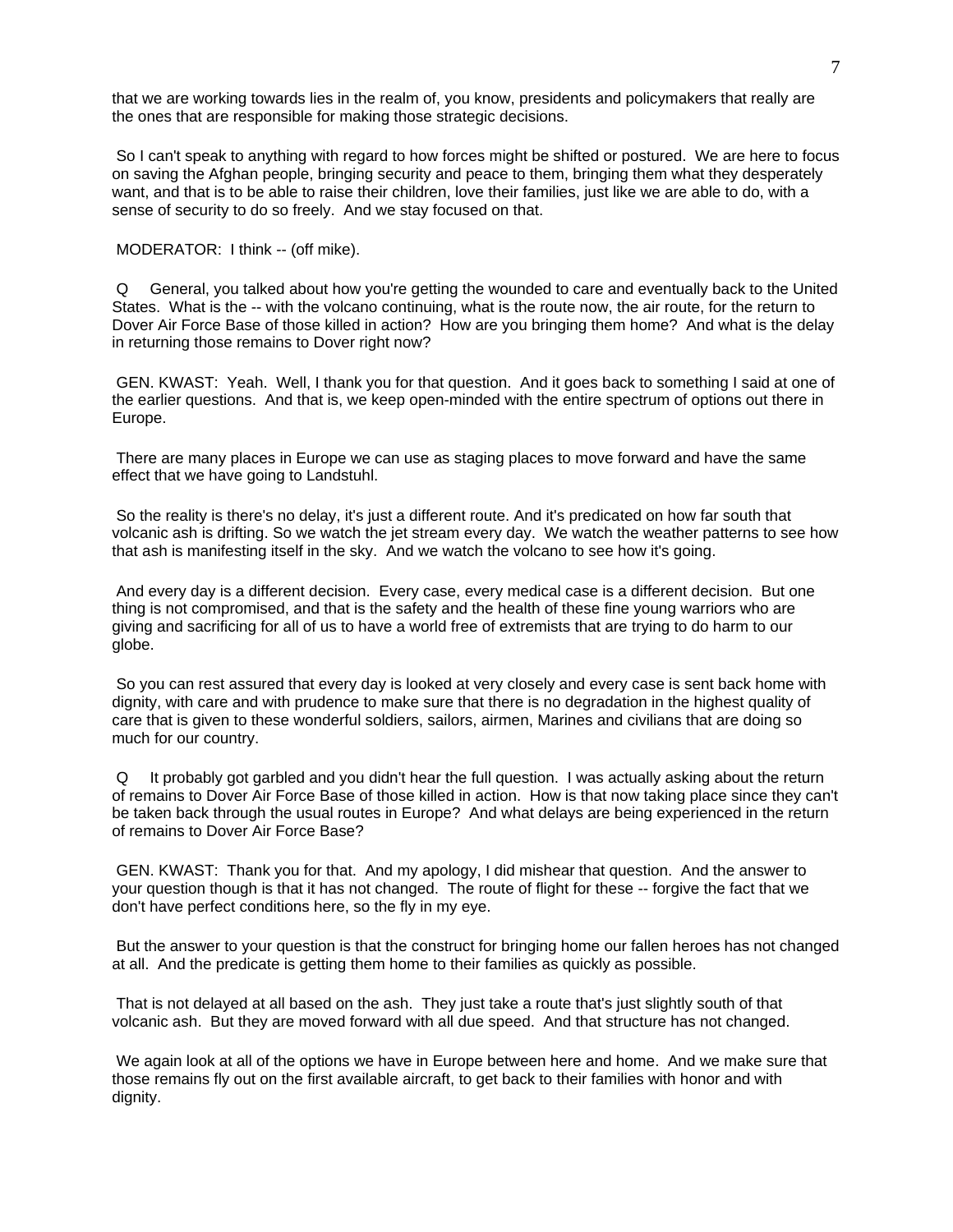that we are working towards lies in the realm of, you know, presidents and policymakers that really are the ones that are responsible for making those strategic decisions.

So I can't speak to anything with regard to how forces might be shifted or postured. We are here to focus on saving the Afghan people, bringing security and peace to them, bringing them what they desperately want, and that is to be able to raise their children, love their families, just like we are able to do, with a sense of security to do so freely. And we stay focused on that.

MODERATOR: I think -- (off mike).

Q General, you talked about how you're getting the wounded to care and eventually back to the United States. What is the -- with the volcano continuing, what is the route now, the air route, for the return to Dover Air Force Base of those killed in action? How are you bringing them home? And what is the delay in returning those remains to Dover right now?

GEN. KWAST: Yeah. Well, I thank you for that question. And it goes back to something I said at one of the earlier questions. And that is, we keep open-minded with the entire spectrum of options out there in Europe.

There are many places in Europe we can use as staging places to move forward and have the same effect that we have going to Landstuhl.

So the reality is there's no delay, it's just a different route. And it's predicated on how far south that volcanic ash is drifting. So we watch the jet stream every day. We watch the weather patterns to see how that ash is manifesting itself in the sky. And we watch the volcano to see how it's going.

And every day is a different decision. Every case, every medical case is a different decision. But one thing is not compromised, and that is the safety and the health of these fine young warriors who are giving and sacrificing for all of us to have a world free of extremists that are trying to do harm to our globe.

So you can rest assured that every day is looked at very closely and every case is sent back home with dignity, with care and with prudence to make sure that there is no degradation in the highest quality of care that is given to these wonderful soldiers, sailors, airmen, Marines and civilians that are doing so much for our country.

Q It probably got garbled and you didn't hear the full question. I was actually asking about the return of remains to Dover Air Force Base of those killed in action. How is that now taking place since they can't be taken back through the usual routes in Europe? And what delays are being experienced in the return of remains to Dover Air Force Base?

GEN. KWAST: Thank you for that. And my apology, I did mishear that question. And the answer to your question though is that it has not changed. The route of flight for these -- forgive the fact that we don't have perfect conditions here, so the fly in my eye.

But the answer to your question is that the construct for bringing home our fallen heroes has not changed at all. And the predicate is getting them home to their families as quickly as possible.

That is not delayed at all based on the ash. They just take a route that's just slightly south of that volcanic ash. But they are moved forward with all due speed. And that structure has not changed.

We again look at all of the options we have in Europe between here and home. And we make sure that those remains fly out on the first available aircraft, to get back to their families with honor and with dignity.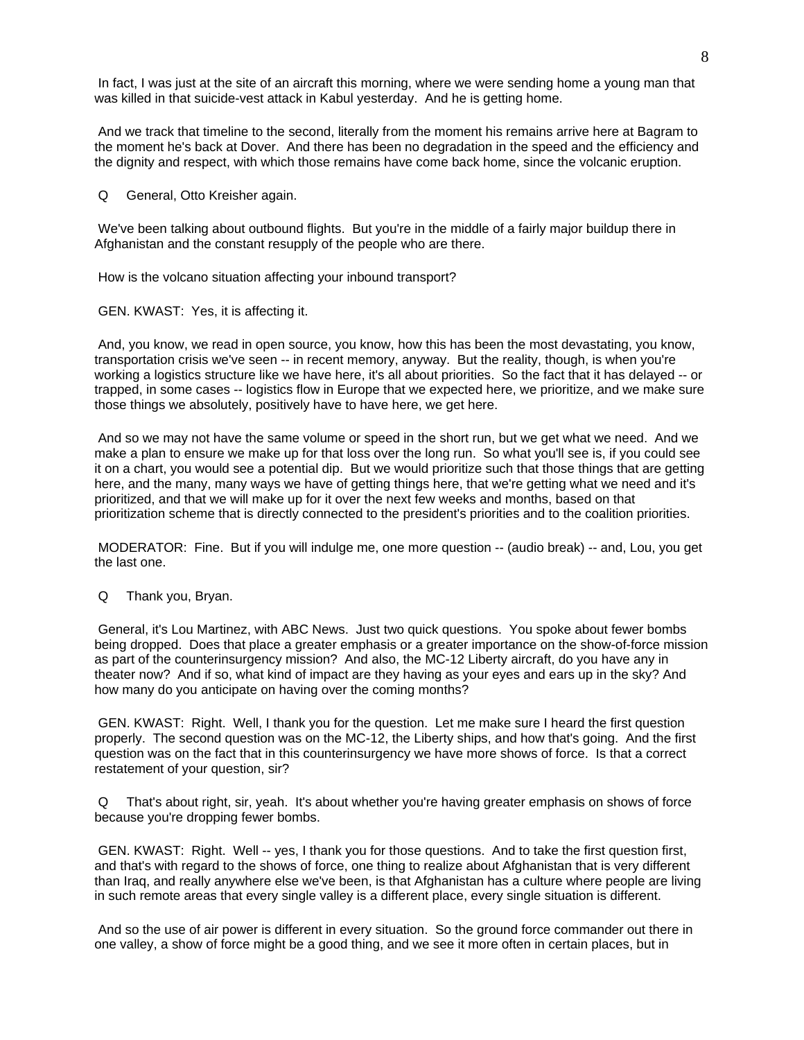In fact, I was just at the site of an aircraft this morning, where we were sending home a young man that was killed in that suicide-vest attack in Kabul yesterday. And he is getting home.

And we track that timeline to the second, literally from the moment his remains arrive here at Bagram to the moment he's back at Dover. And there has been no degradation in the speed and the efficiency and the dignity and respect, with which those remains have come back home, since the volcanic eruption.

Q General, Otto Kreisher again.

We've been talking about outbound flights. But you're in the middle of a fairly major buildup there in Afghanistan and the constant resupply of the people who are there.

How is the volcano situation affecting your inbound transport?

GEN. KWAST: Yes, it is affecting it.

And, you know, we read in open source, you know, how this has been the most devastating, you know, transportation crisis we've seen -- in recent memory, anyway. But the reality, though, is when you're working a logistics structure like we have here, it's all about priorities. So the fact that it has delayed -- or trapped, in some cases -- logistics flow in Europe that we expected here, we prioritize, and we make sure those things we absolutely, positively have to have here, we get here.

And so we may not have the same volume or speed in the short run, but we get what we need. And we make a plan to ensure we make up for that loss over the long run. So what you'll see is, if you could see it on a chart, you would see a potential dip. But we would prioritize such that those things that are getting here, and the many, many ways we have of getting things here, that we're getting what we need and it's prioritized, and that we will make up for it over the next few weeks and months, based on that prioritization scheme that is directly connected to the president's priorities and to the coalition priorities.

MODERATOR: Fine. But if you will indulge me, one more question -- (audio break) -- and, Lou, you get the last one.

Q Thank you, Bryan.

General, it's Lou Martinez, with ABC News. Just two quick questions. You spoke about fewer bombs being dropped. Does that place a greater emphasis or a greater importance on the show-of-force mission as part of the counterinsurgency mission? And also, the MC-12 Liberty aircraft, do you have any in theater now? And if so, what kind of impact are they having as your eyes and ears up in the sky? And how many do you anticipate on having over the coming months?

GEN. KWAST: Right. Well, I thank you for the question. Let me make sure I heard the first question properly. The second question was on the MC-12, the Liberty ships, and how that's going. And the first question was on the fact that in this counterinsurgency we have more shows of force. Is that a correct restatement of your question, sir?

Q That's about right, sir, yeah. It's about whether you're having greater emphasis on shows of force because you're dropping fewer bombs.

GEN. KWAST: Right. Well -- yes, I thank you for those questions. And to take the first question first, and that's with regard to the shows of force, one thing to realize about Afghanistan that is very different than Iraq, and really anywhere else we've been, is that Afghanistan has a culture where people are living in such remote areas that every single valley is a different place, every single situation is different.

And so the use of air power is different in every situation. So the ground force commander out there in one valley, a show of force might be a good thing, and we see it more often in certain places, but in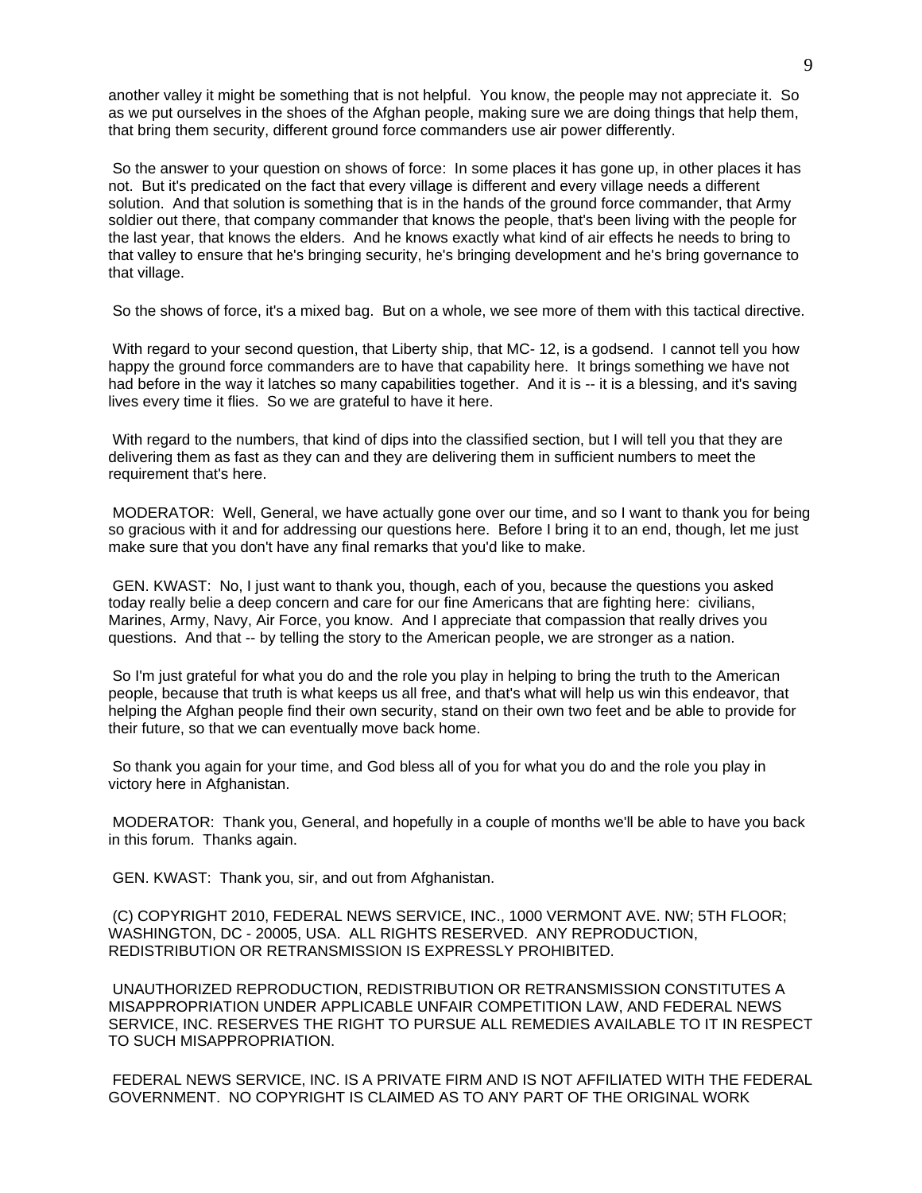another valley it might be something that is not helpful. You know, the people may not appreciate it. So as we put ourselves in the shoes of the Afghan people, making sure we are doing things that help them, that bring them security, different ground force commanders use air power differently.

So the answer to your question on shows of force: In some places it has gone up, in other places it has not. But it's predicated on the fact that every village is different and every village needs a different solution. And that solution is something that is in the hands of the ground force commander, that Army soldier out there, that company commander that knows the people, that's been living with the people for the last year, that knows the elders. And he knows exactly what kind of air effects he needs to bring to that valley to ensure that he's bringing security, he's bringing development and he's bring governance to that village.

So the shows of force, it's a mixed bag. But on a whole, we see more of them with this tactical directive.

With regard to your second question, that Liberty ship, that MC- 12, is a godsend. I cannot tell you how happy the ground force commanders are to have that capability here. It brings something we have not had before in the way it latches so many capabilities together. And it is -- it is a blessing, and it's saving lives every time it flies. So we are grateful to have it here.

With regard to the numbers, that kind of dips into the classified section, but I will tell you that they are delivering them as fast as they can and they are delivering them in sufficient numbers to meet the requirement that's here.

MODERATOR: Well, General, we have actually gone over our time, and so I want to thank you for being so gracious with it and for addressing our questions here. Before I bring it to an end, though, let me just make sure that you don't have any final remarks that you'd like to make.

GEN. KWAST: No, I just want to thank you, though, each of you, because the questions you asked today really belie a deep concern and care for our fine Americans that are fighting here: civilians, Marines, Army, Navy, Air Force, you know. And I appreciate that compassion that really drives you questions. And that -- by telling the story to the American people, we are stronger as a nation.

So I'm just grateful for what you do and the role you play in helping to bring the truth to the American people, because that truth is what keeps us all free, and that's what will help us win this endeavor, that helping the Afghan people find their own security, stand on their own two feet and be able to provide for their future, so that we can eventually move back home.

So thank you again for your time, and God bless all of you for what you do and the role you play in victory here in Afghanistan.

MODERATOR: Thank you, General, and hopefully in a couple of months we'll be able to have you back in this forum. Thanks again.

GEN. KWAST: Thank you, sir, and out from Afghanistan.

(C) COPYRIGHT 2010, FEDERAL NEWS SERVICE, INC., 1000 VERMONT AVE. NW; 5TH FLOOR; WASHINGTON, DC - 20005, USA. ALL RIGHTS RESERVED. ANY REPRODUCTION, REDISTRIBUTION OR RETRANSMISSION IS EXPRESSLY PROHIBITED.

UNAUTHORIZED REPRODUCTION, REDISTRIBUTION OR RETRANSMISSION CONSTITUTES A MISAPPROPRIATION UNDER APPLICABLE UNFAIR COMPETITION LAW, AND FEDERAL NEWS SERVICE, INC. RESERVES THE RIGHT TO PURSUE ALL REMEDIES AVAILABLE TO IT IN RESPECT TO SUCH MISAPPROPRIATION.

FEDERAL NEWS SERVICE, INC. IS A PRIVATE FIRM AND IS NOT AFFILIATED WITH THE FEDERAL GOVERNMENT. NO COPYRIGHT IS CLAIMED AS TO ANY PART OF THE ORIGINAL WORK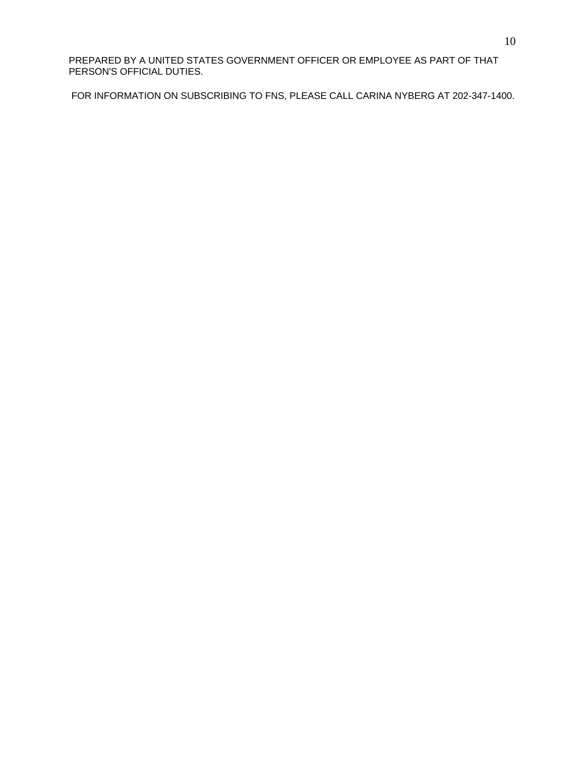PREPARED BY A UNITED STATES GOVERNMENT OFFICER OR EMPLOYEE AS PART OF THAT PERSON'S OFFICIAL DUTIES.

FOR INFORMATION ON SUBSCRIBING TO FNS, PLEASE CALL CARINA NYBERG AT 202-347-1400.